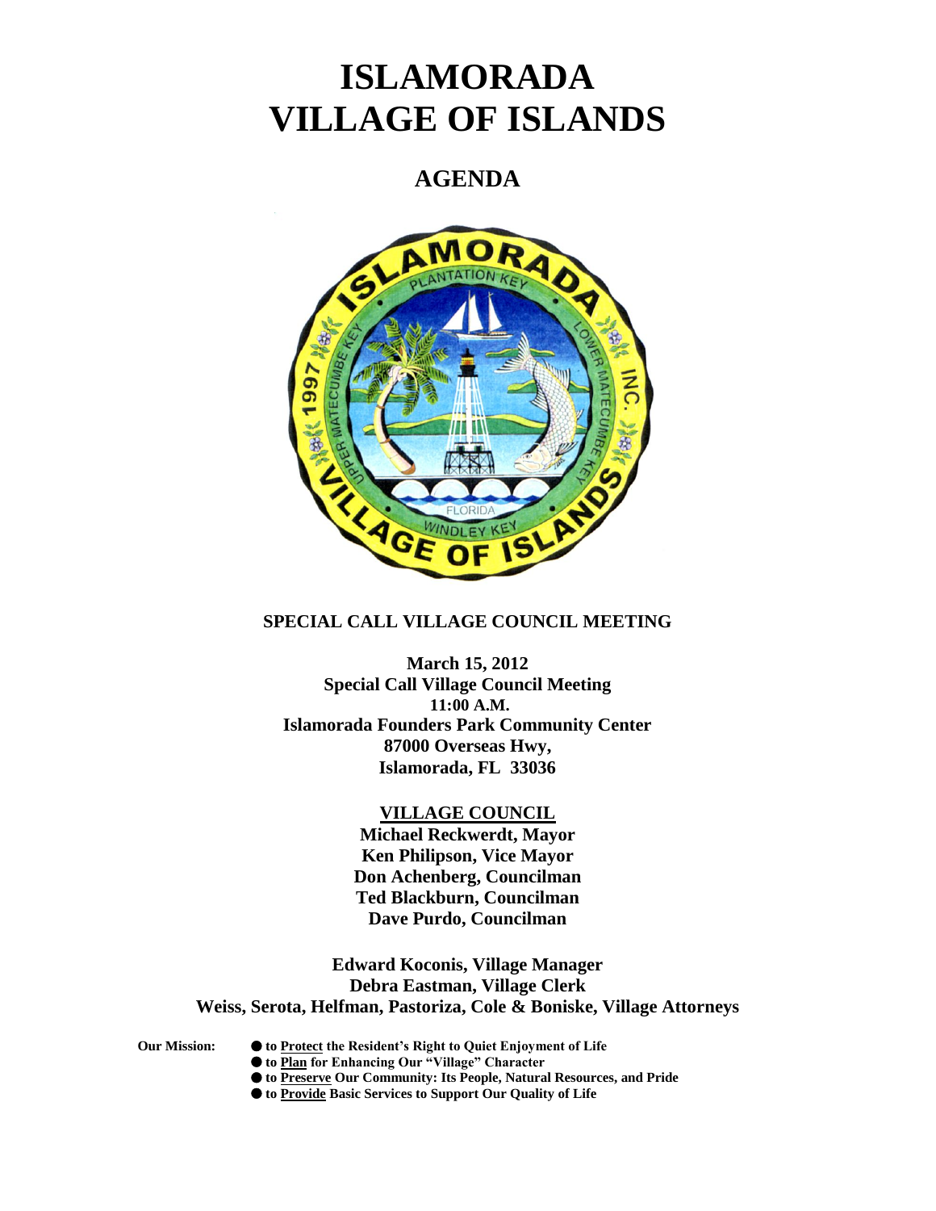# ISLAMORADA
# VILLAGE OF ISLANDS

## AGENDA

### SPECIAL CALL VILLAGE COUNCIL MEETING

**March 15, 2012**
**Special Call Village Council Meeting**
**11:00 A.M.**
**Islamorada Founders Park Community Center**
**87000 Overseas Hwy,**
**Islamorada, FL 33036**

**VILLAGE COUNCIL**

**Michael Reckwerdt, Mayor**
**Ken Philipson, Vice Mayor**
**Don Achenberg, Councilman**
**Ted Blackburn, Councilman**
**Dave Purdo, Councilman**

**Edward Koconis, Village Manager**
**Debra Eastman, Village Clerk**
**Weiss, Serota, Helfman, Pastoriza, Cole & Boniske, Village Attorneys**

**Our Mission:**

- **to Protect the Resident's Right to Quiet Enjoyment of Life**
- **to Plan for Enhancing Our "Village" Character**
- **to Preserve Our Community: Its People, Natural Resources, and Pride**
- **to Provide Basic Services to Support Our Quality of Life**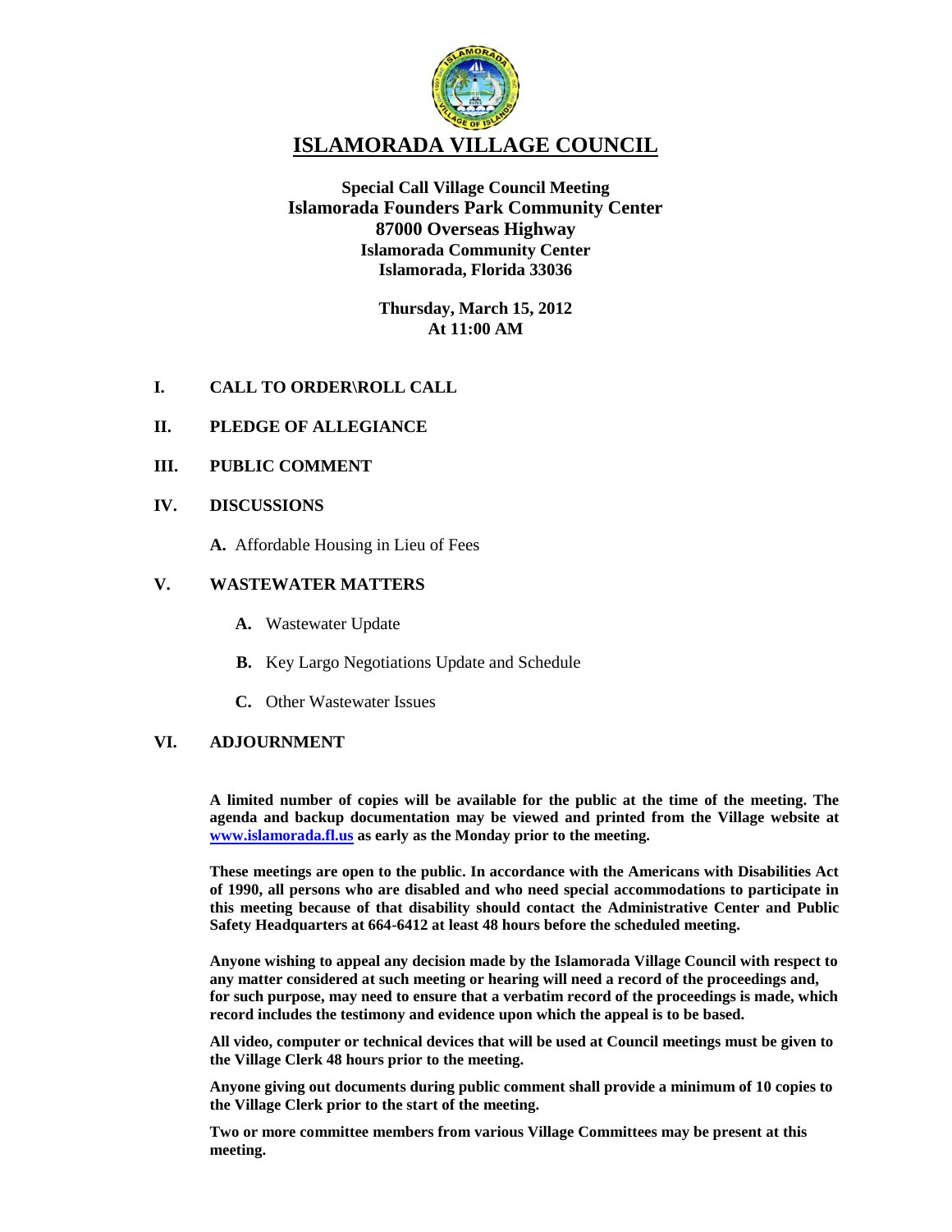# ISLAMORADA VILLAGE COUNCIL

**Special Call Village Council Meeting**
**Islamorada Founders Park Community Center**
**87000 Overseas Highway**
**Islamorada Community Center**
**Islamorada, Florida 33036**

**Thursday, March 15, 2012**
**At 11:00 AM**

**I. CALL TO ORDER\ROLL CALL**

**II. PLEDGE OF ALLEGIANCE**

**III. PUBLIC COMMENT**

**IV. DISCUSSIONS**

**A.** Affordable Housing in Lieu of Fees

**V. WASTEWATER MATTERS**

**A.** Wastewater Update

**B.** Key Largo Negotiations Update and Schedule

**C.** Other Wastewater Issues

**VI. ADJOURNMENT**

**A limited number of copies will be available for the public at the time of the meeting. The agenda and backup documentation may be viewed and printed from the Village website at [www.islamorada.fl.us](http://www.islamorada.fl.us) as early as the Monday prior to the meeting.**

**These meetings are open to the public. In accordance with the Americans with Disabilities Act of 1990, all persons who are disabled and who need special accommodations to participate in this meeting because of that disability should contact the Administrative Center and Public Safety Headquarters at 664-6412 at least 48 hours before the scheduled meeting.**

**Anyone wishing to appeal any decision made by the Islamorada Village Council with respect to any matter considered at such meeting or hearing will need a record of the proceedings and, for such purpose, may need to ensure that a verbatim record of the proceedings is made, which record includes the testimony and evidence upon which the appeal is to be based.**

**All video, computer or technical devices that will be used at Council meetings must be given to the Village Clerk 48 hours prior to the meeting.**

**Anyone giving out documents during public comment shall provide a minimum of 10 copies to the Village Clerk prior to the start of the meeting.**

**Two or more committee members from various Village Committees may be present at this meeting.**